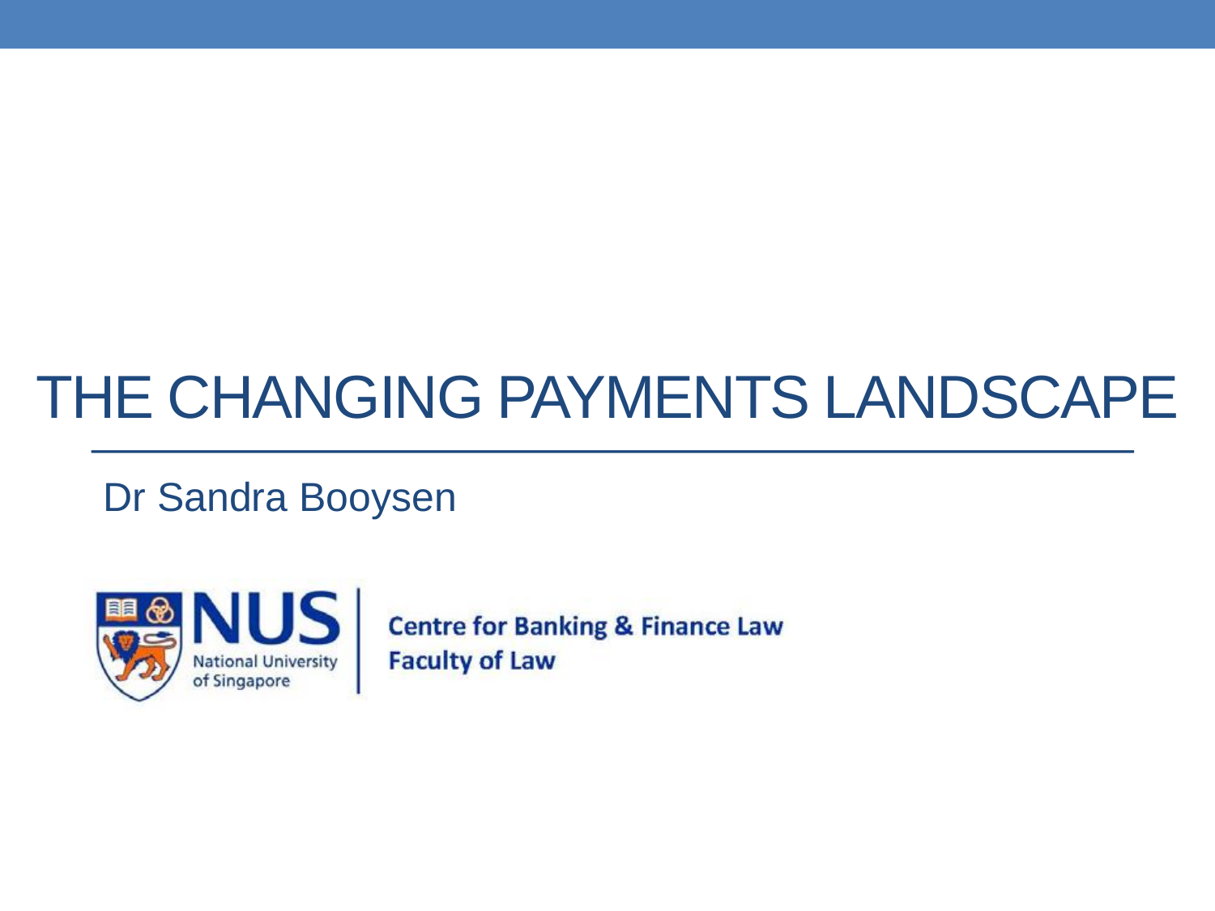# THE CHANGING PAYMENTS LANDSCAPE

Dr Sandra Booysen

NUS National University of Singapore

Centre for Banking & Finance Law
Faculty of Law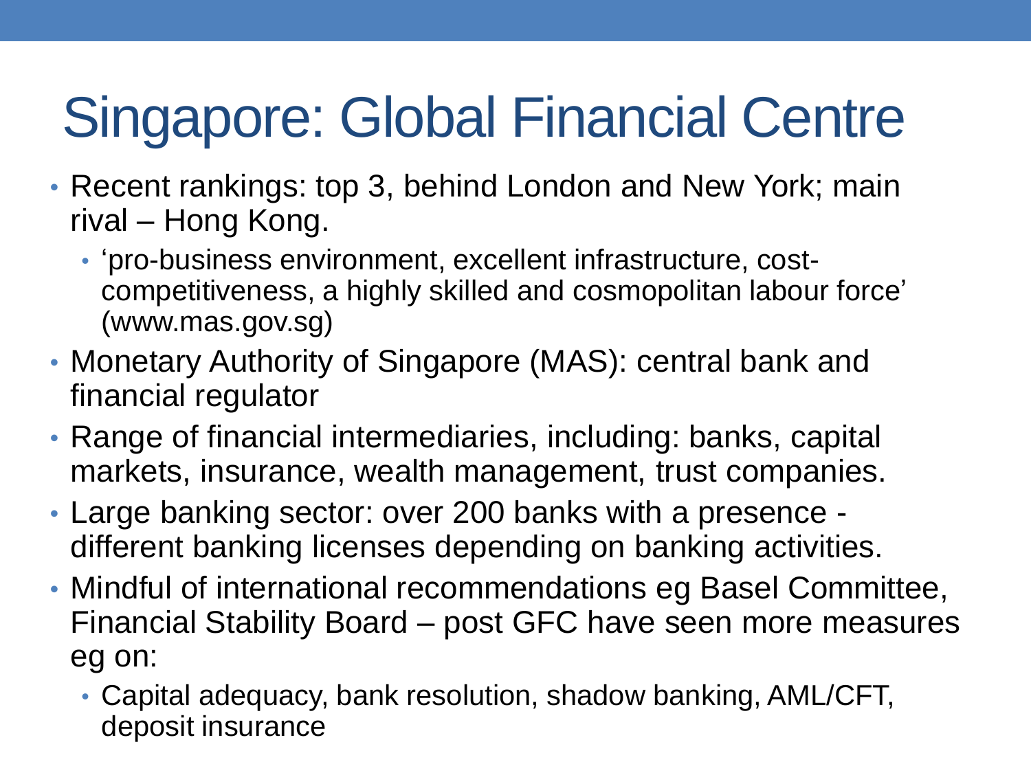# Singapore: Global Financial Centre

- Recent rankings: top 3, behind London and New York; main rival – Hong Kong.
  - 'pro-business environment, excellent infrastructure, cost-competitiveness, a highly skilled and cosmopolitan labour force' (www.mas.gov.sg)
- Monetary Authority of Singapore (MAS): central bank and financial regulator
- Range of financial intermediaries, including: banks, capital markets, insurance, wealth management, trust companies.
- Large banking sector: over 200 banks with a presence - different banking licenses depending on banking activities.
- Mindful of international recommendations eg Basel Committee, Financial Stability Board – post GFC have seen more measures eg on:
  - Capital adequacy, bank resolution, shadow banking, AML/CFT, deposit insurance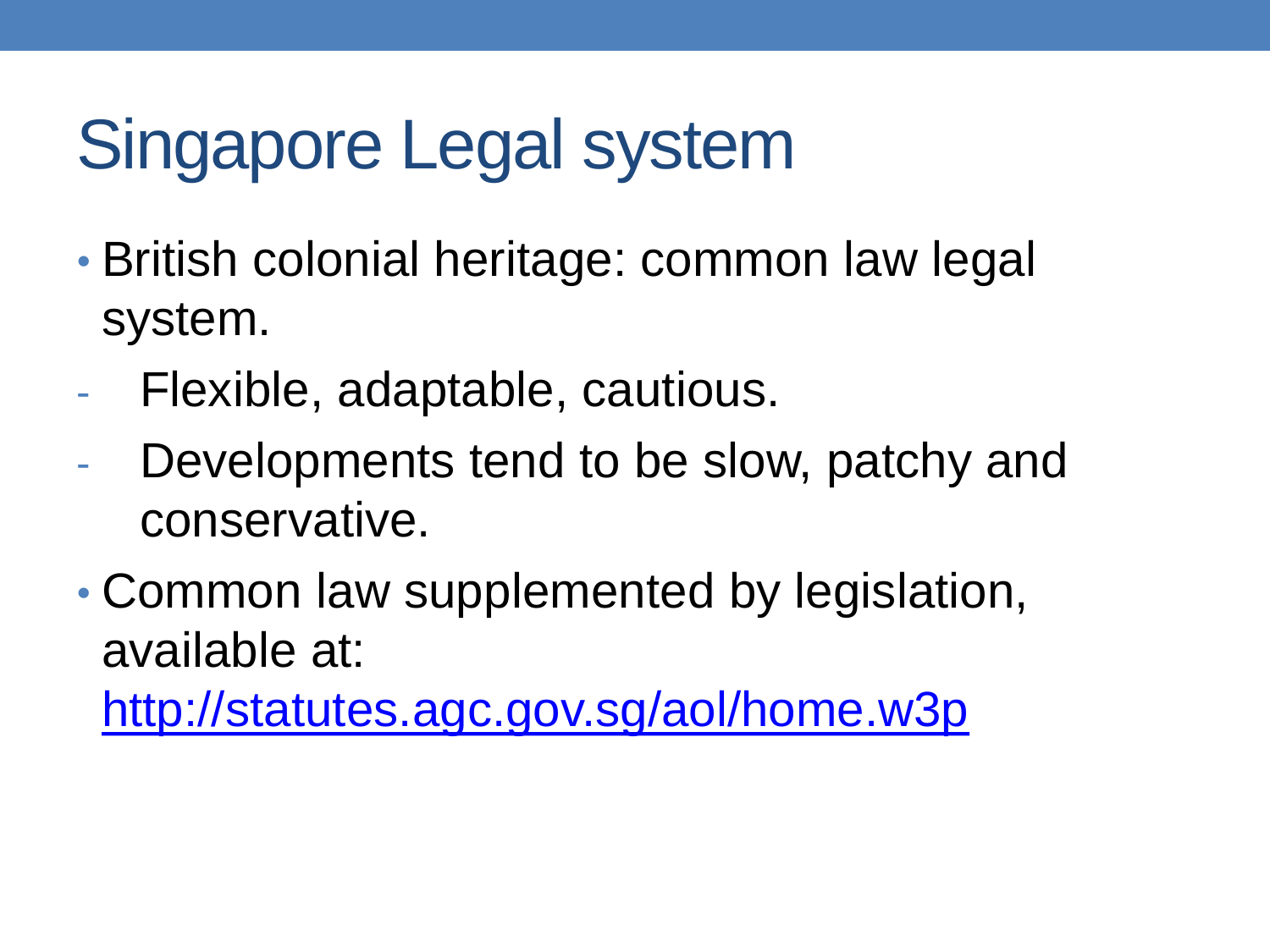# Singapore Legal system

- British colonial heritage: common law legal system.
  - Flexible, adaptable, cautious.
  - Developments tend to be slow, patchy and conservative.
- Common law supplemented by legislation, available at: [http://statutes.agc.gov.sg/aol/home.w3p](http://statutes.agc.gov.sg/aol/home.w3p)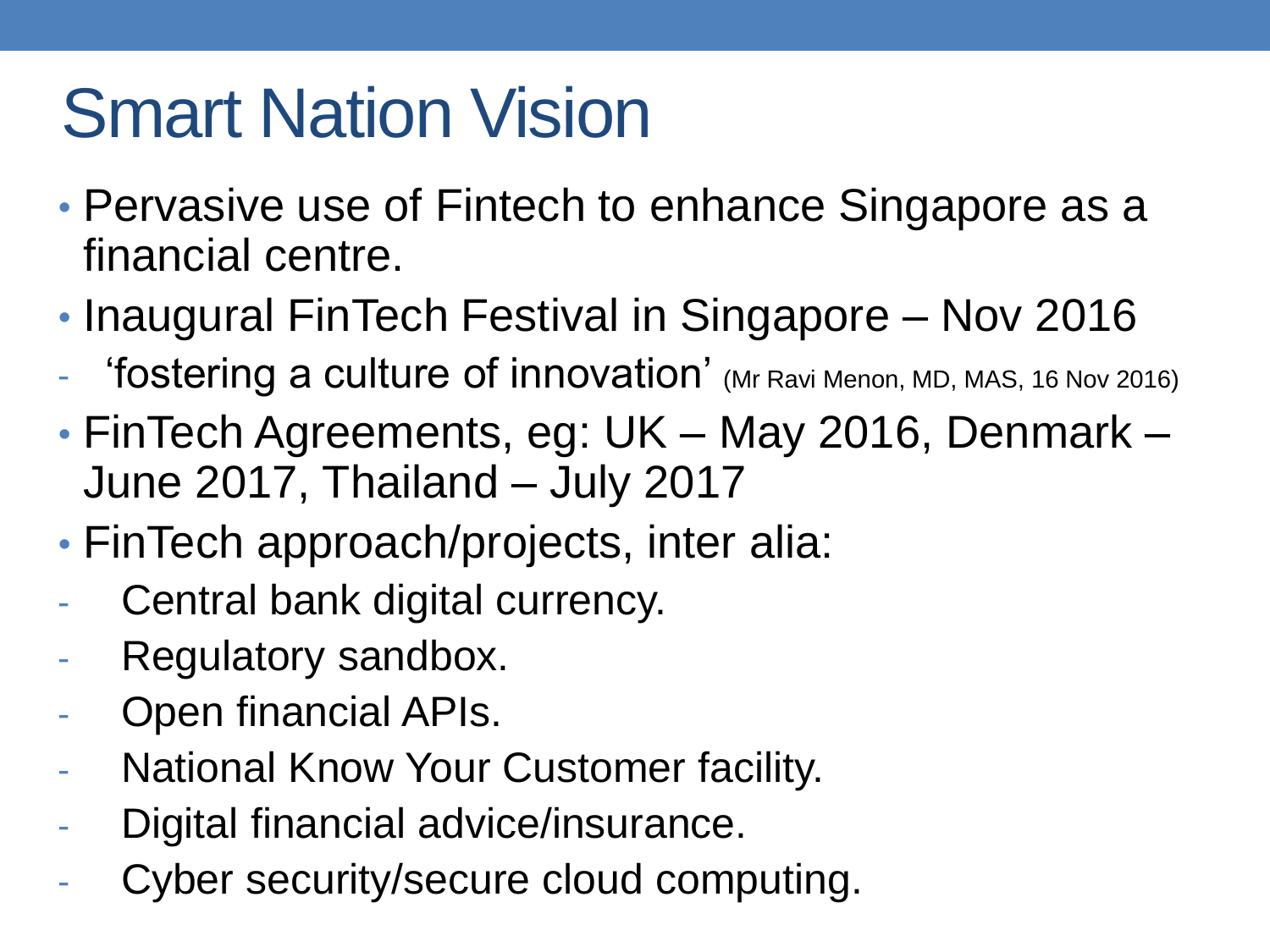# Smart Nation Vision

- Pervasive use of Fintech to enhance Singapore as a financial centre.
- Inaugural FinTech Festival in Singapore – Nov 2016
  - 'fostering a culture of innovation' (Mr Ravi Menon, MD, MAS, 16 Nov 2016)
- FinTech Agreements, eg: UK – May 2016, Denmark – June 2017, Thailand – July 2017
- FinTech approach/projects, inter alia:
  - Central bank digital currency.
  - Regulatory sandbox.
  - Open financial APIs.
  - National Know Your Customer facility.
  - Digital financial advice/insurance.
  - Cyber security/secure cloud computing.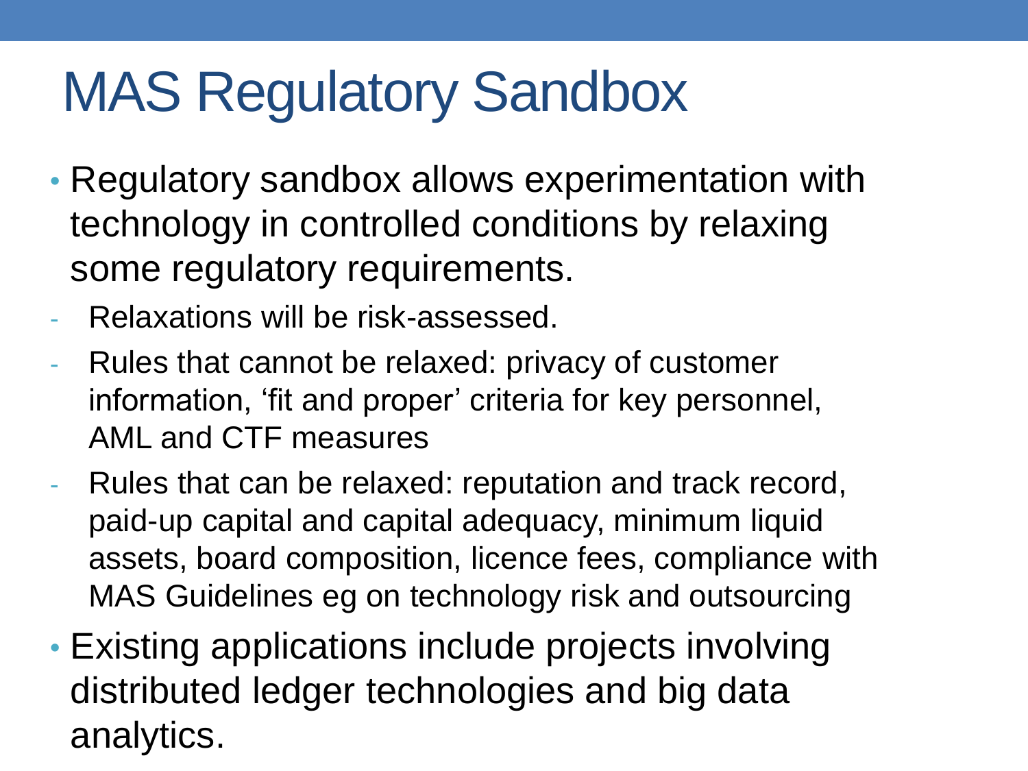# MAS Regulatory Sandbox

- Regulatory sandbox allows experimentation with technology in controlled conditions by relaxing some regulatory requirements.
  - Relaxations will be risk-assessed.
  - Rules that cannot be relaxed: privacy of customer information, 'fit and proper' criteria for key personnel, AML and CTF measures
  - Rules that can be relaxed: reputation and track record, paid-up capital and capital adequacy, minimum liquid assets, board composition, licence fees, compliance with MAS Guidelines eg on technology risk and outsourcing
- Existing applications include projects involving distributed ledger technologies and big data analytics.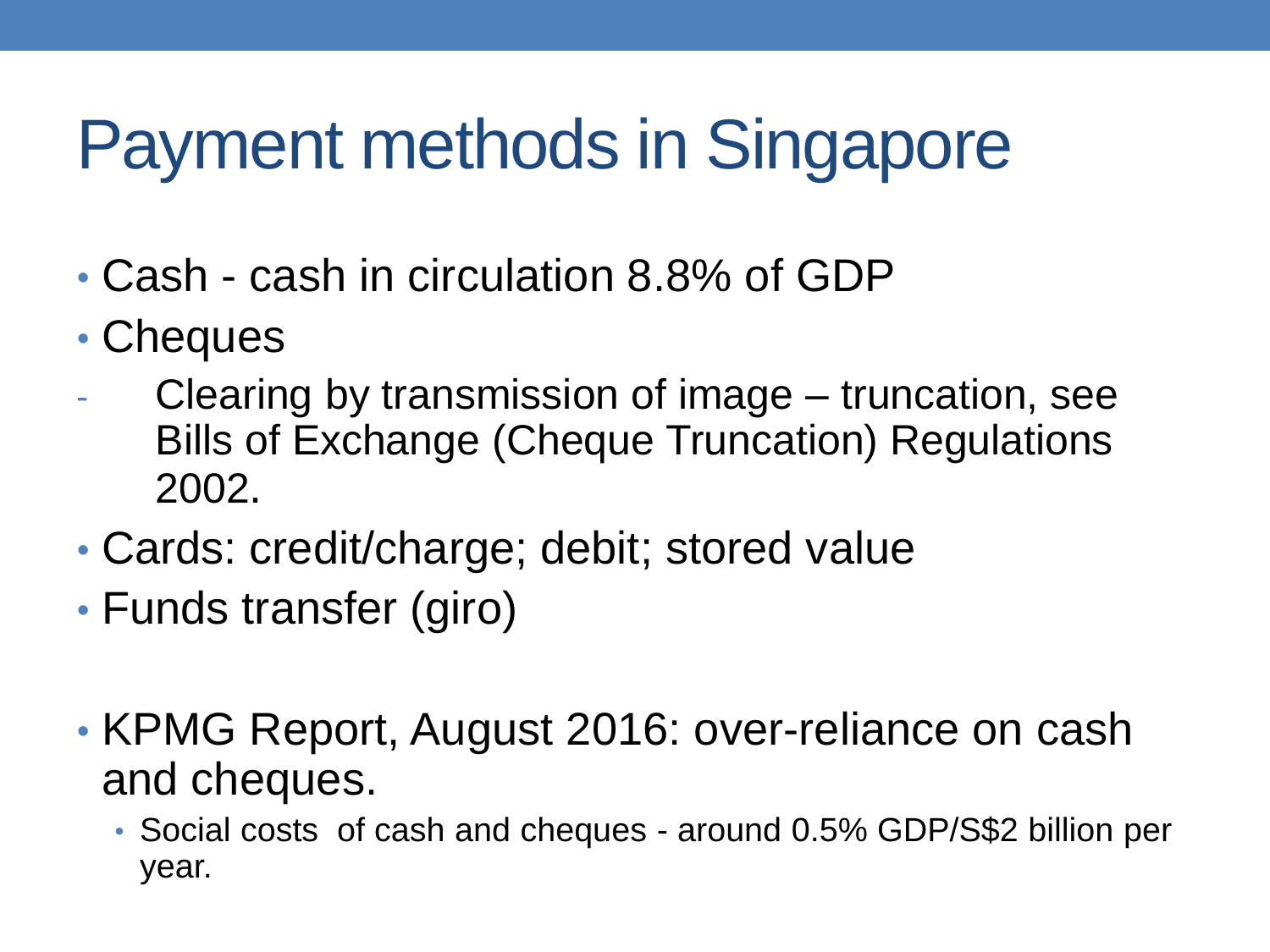# Payment methods in Singapore

- Cash - cash in circulation 8.8% of GDP
- Cheques
  - Clearing by transmission of image – truncation, see Bills of Exchange (Cheque Truncation) Regulations 2002.
- Cards: credit/charge; debit; stored value
- Funds transfer (giro)

- KPMG Report, August 2016: over-reliance on cash and cheques.
  - Social costs of cash and cheques - around 0.5% GDP/S$2 billion per year.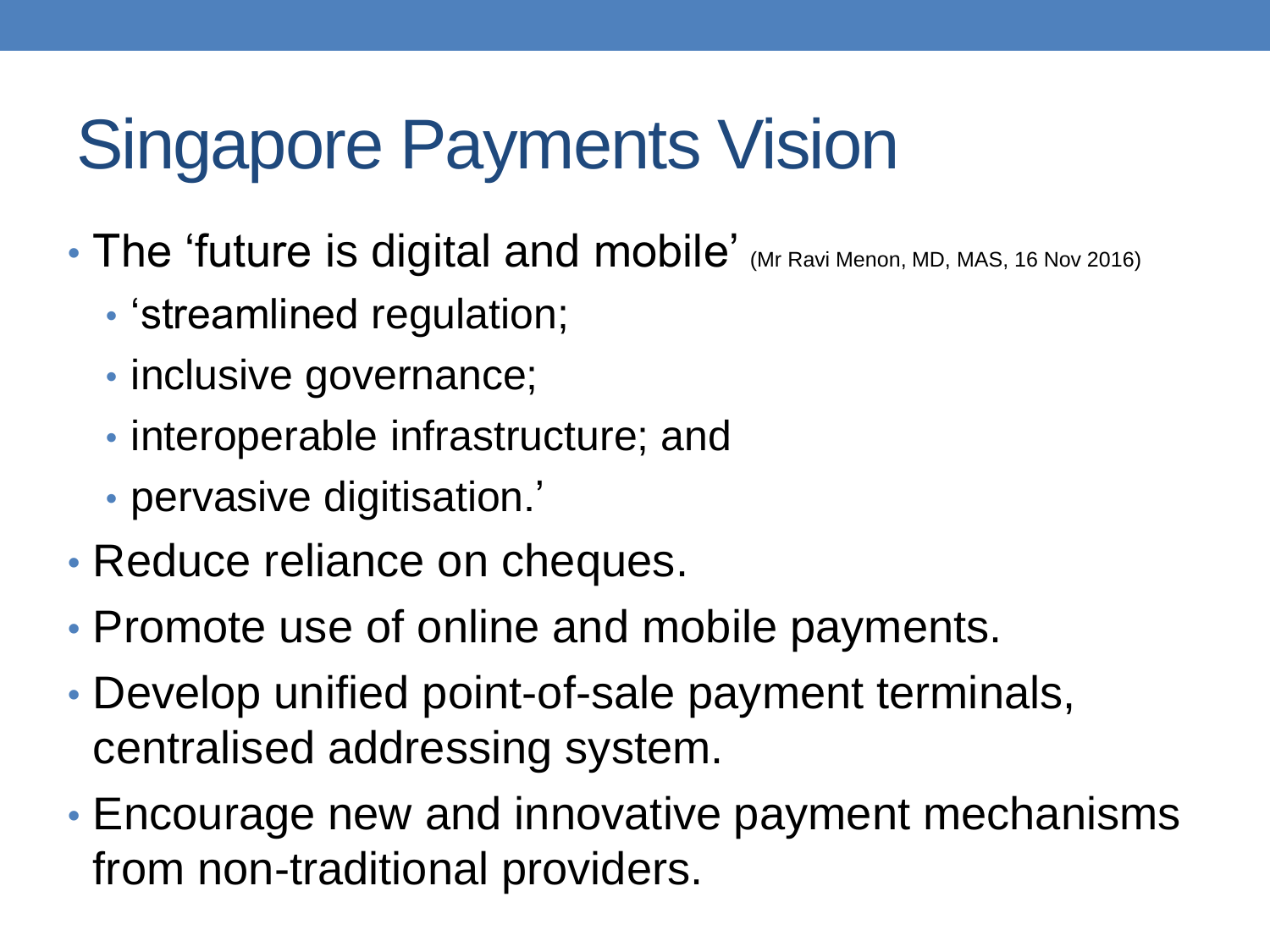# Singapore Payments Vision

- The 'future is digital and mobile' (Mr Ravi Menon, MD, MAS, 16 Nov 2016)
  - 'streamlined regulation;
  - inclusive governance;
  - interoperable infrastructure; and
  - pervasive digitisation.'
- Reduce reliance on cheques.
- Promote use of online and mobile payments.
- Develop unified point-of-sale payment terminals, centralised addressing system.
- Encourage new and innovative payment mechanisms from non-traditional providers.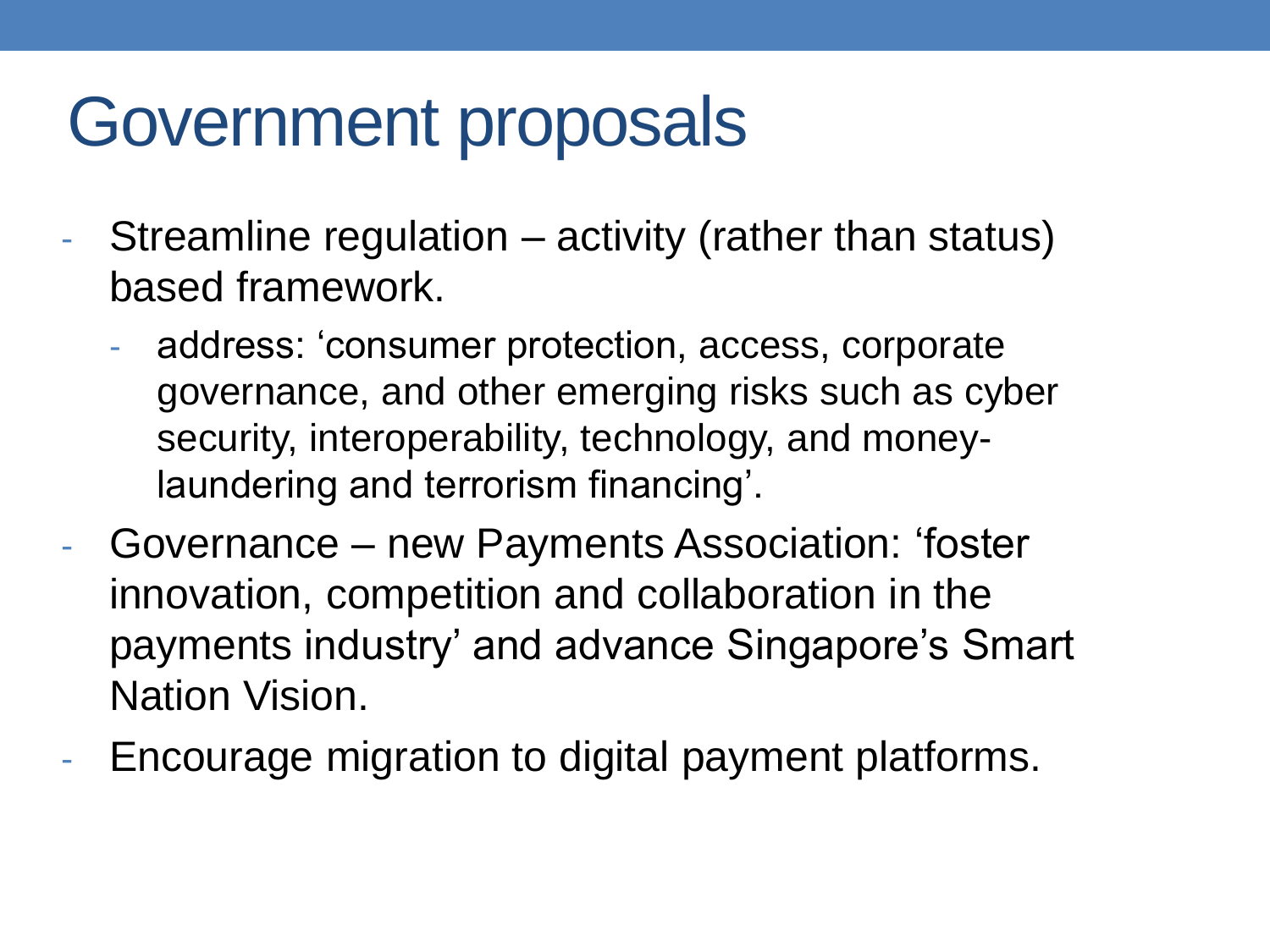# Government proposals

- Streamline regulation – activity (rather than status) based framework.
  - address: 'consumer protection, access, corporate governance, and other emerging risks such as cyber security, interoperability, technology, and money-laundering and terrorism financing'.
- Governance – new Payments Association: 'foster innovation, competition and collaboration in the payments industry' and advance Singapore's Smart Nation Vision.
- Encourage migration to digital payment platforms.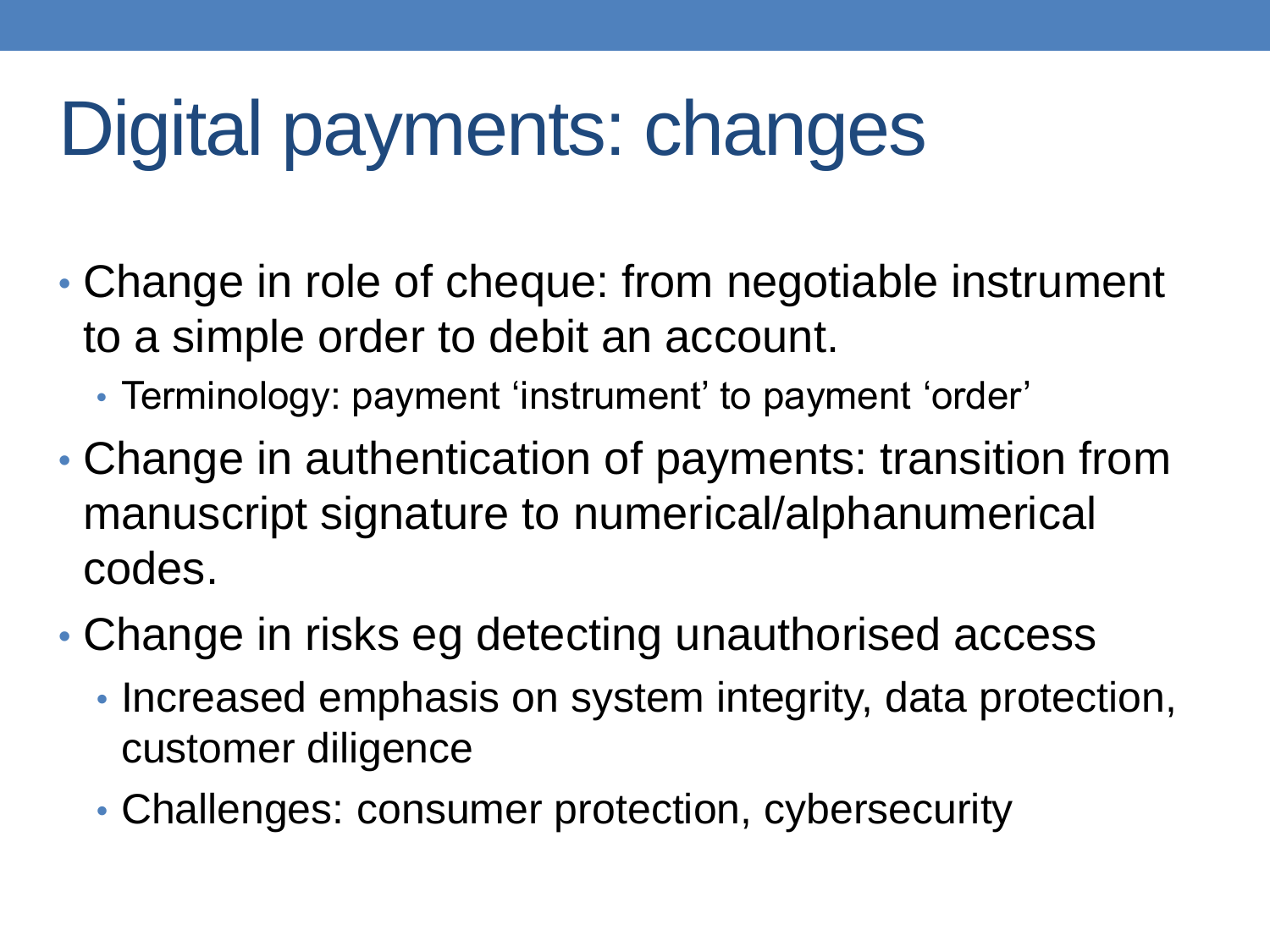# Digital payments: changes

- Change in role of cheque: from negotiable instrument to a simple order to debit an account.
  - Terminology: payment ‘instrument’ to payment ‘order’
- Change in authentication of payments: transition from manuscript signature to numerical/alphanumerical codes.
- Change in risks eg detecting unauthorised access
  - Increased emphasis on system integrity, data protection, customer diligence
  - Challenges: consumer protection, cybersecurity